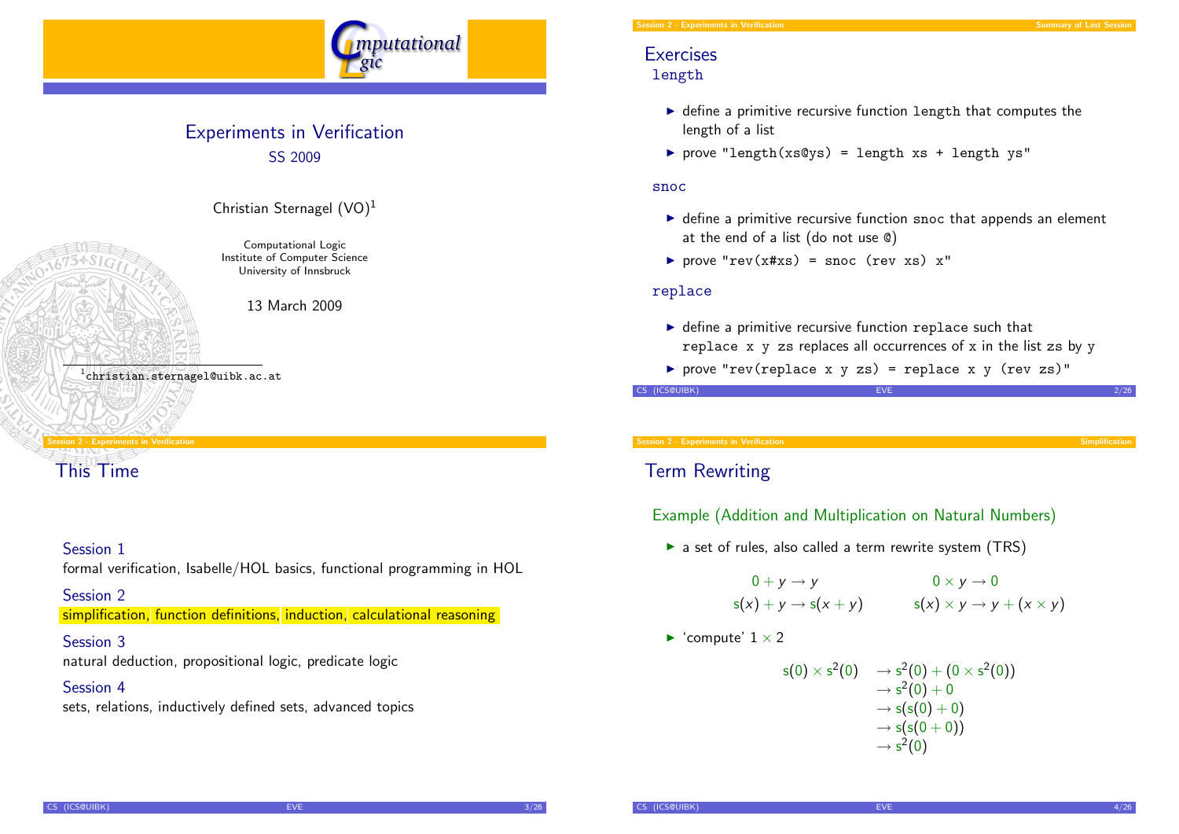# Experiments in Verification

SS 2009

Christian Sternagel (VO)[1]

Computational Logic
Institute of Computer Science
University of Innsbruck

13 March 2009

[1] christian.sternagel@uibk.ac.at

## Exercises

### length

- define a primitive recursive function `length` that computes the length of a list
- prove `"length(xs@ys) = length xs + length ys"`

### snoc

- define a primitive recursive function `snoc` that appends an element at the end of a list (do not use `@`)
- prove `"rev(x#xs) = snoc (rev xs) x"`

### replace

- define a primitive recursive function `replace` such that `replace x y zs` replaces all occurrences of `x` in the list `zs` by `y`
- prove `"rev(replace x y zs) = replace x y (rev zs)"`

## This Time

**Session 1**
formal verification, Isabelle/HOL basics, functional programming in HOL

**Session 2**
simplification, function definitions, induction, calculational reasoning

**Session 3**
natural deduction, propositional logic, predicate logic

**Session 4**
sets, relations, inductively defined sets, advanced topics

## Term Rewriting

### Example (Addition and Multiplication on Natural Numbers)

- a set of rules, also called a term rewrite system (TRS)

$$0 + y \to y \qquad\qquad 0 \times y \to 0$$

$$\mathsf{s}(x) + y \to \mathsf{s}(x + y) \qquad\qquad \mathsf{s}(x) \times y \to y + (x \times y)$$

- 'compute' $1 \times 2$

$$
\begin{aligned}
\mathsf{s}(0) \times \mathsf{s}^2(0) &\to \mathsf{s}^2(0) + (0 \times \mathsf{s}^2(0)) \\
&\to \mathsf{s}^2(0) + 0 \\
&\to \mathsf{s}(\mathsf{s}(0) + 0) \\
&\to \mathsf{s}(\mathsf{s}(0 + 0)) \\
&\to \mathsf{s}^2(0)
\end{aligned}
$$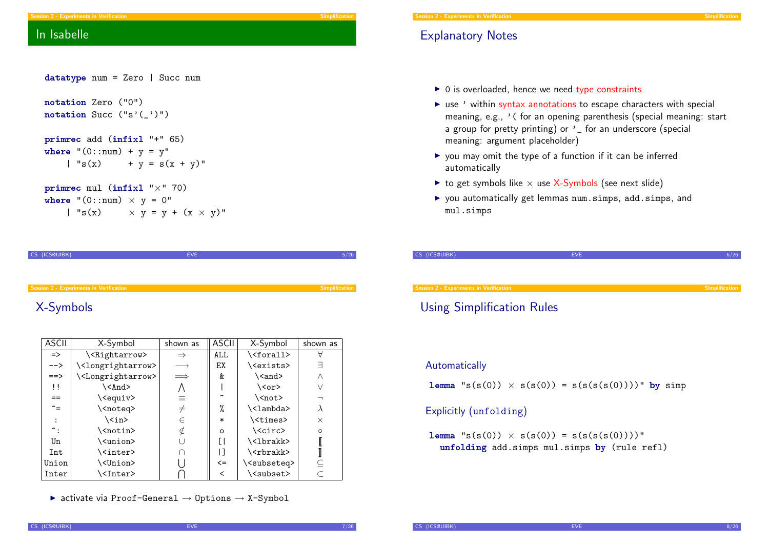## In Isabelle

```
datatype num = Zero | Succ num

notation Zero ("0")
notation Succ ("s'(_')")

primrec add (infixl "+" 65)
where "(0::num) + y = y"
    | "s(x)     + y = s(x + y)"

primrec mul (infixl "×" 70)
where "(0::num) × y = 0"
    | "s(x)     × y = y + (x × y)"
```

## Explanatory Notes

- 0 is overloaded, hence we need type constraints
- use ' within syntax annotations to escape characters with special meaning, e.g., '( for an opening parenthesis (special meaning: start a group for pretty printing) or '_ for an underscore (special meaning: argument placeholder)
- you may omit the type of a function if it can be inferred automatically
- to get symbols like × use X-Symbols (see next slide)
- you automatically get lemmas `num.simps`, `add.simps`, and `mul.simps`

## X-Symbols

| ASCII | X-Symbol | shown as | ASCII | X-Symbol | shown as |
|---|---|---|---|---|---|
| => | \<Rightarrow> | ⇒ | ALL | \<forall> | ∀ |
| --> | \<longrightarrow> | ⟶ | EX | \<exists> | ∃ |
| ==> | \<Longrightarrow> | ⟹ | & | \<and> | ∧ |
| !! | \<And> | ⋀ | \| | \<or> | ∨ |
| == | \<equiv> | ≡ | ~ | \<not> | ¬ |
| ~= | \<noteq> | ≠ | % | \<lambda> | λ |
| : | \<in> | ∈ | * | \<times> | × |
| ~: | \<notin> | ∉ | o | \<circ> | ∘ |
| Un | \<union> | ∪ | [\| | \<lbrakk> | ⟦ |
| Int | \<inter> | ∩ | \|] | \<rbrakk> | ⟧ |
| Union | \<Union> | ⋃ | <= | \<subseteq> | ⊆ |
| Inter | \<Inter> | ⋂ | < | \<subset> | ⊂ |

- activate via Proof-General → Options → X-Symbol

## Using Simplification Rules

### Automatically

```
lemma "s(s(0)) × s(s(0)) = s(s(s(s(0))))" by simp
```

### Explicitly (unfolding)

```
lemma "s(s(0)) × s(s(0)) = s(s(s(s(0))))"
  unfolding add.simps mul.simps by (rule refl)
```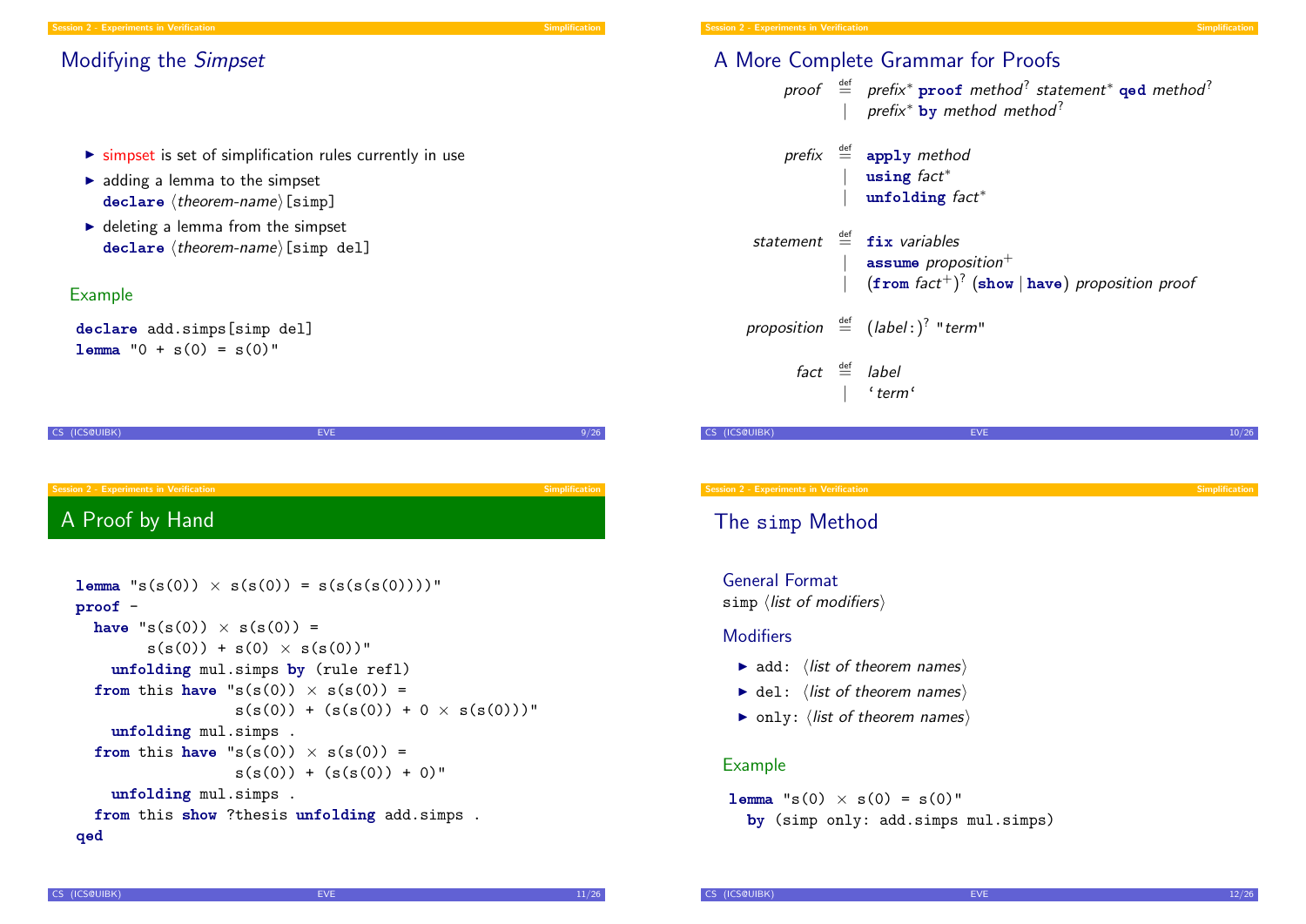## Modifying the *Simpset*

- simpset is set of simplification rules currently in use
- adding a lemma to the simpset
  **declare** ⟨*theorem-name*⟩[simp]
- deleting a lemma from the simpset
  **declare** ⟨*theorem-name*⟩[simp del]

### Example

```
declare add.simps[simp del]
lemma "0 + s(0) = s(0)"
```

## A More Complete Grammar for Proofs

$$
\begin{array}{rcl}
\textit{proof} & \overset{\text{def}}{=} & \textit{prefix}^* \ \textbf{proof} \ \textit{method}^? \ \textit{statement}^* \ \textbf{qed} \ \textit{method}^? \\
& | & \textit{prefix}^* \ \textbf{by} \ \textit{method} \ \textit{method}^? \\
\textit{prefix} & \overset{\text{def}}{=} & \textbf{apply} \ \textit{method} \\
& | & \textbf{using} \ \textit{fact}^* \\
& | & \textbf{unfolding} \ \textit{fact}^* \\
\textit{statement} & \overset{\text{def}}{=} & \textbf{fix} \ \textit{variables} \\
& | & \textbf{assume} \ \textit{proposition}^+ \\
& | & (\textbf{from} \ \textit{fact}^+)^? \ (\textbf{show} \mid \textbf{have}) \ \textit{proposition} \ \textit{proof} \\
\textit{proposition} & \overset{\text{def}}{=} & (\textit{label}:)^? \ \texttt{"}\textit{term}\texttt{"} \\
\textit{fact} & \overset{\text{def}}{=} & \textit{label} \\
& | & `\textit{term}`
\end{array}
$$

## A Proof by Hand

```
lemma "s(s(0)) × s(s(0)) = s(s(s(s(0))))"
proof -
  have "s(s(0)) × s(s(0)) =
        s(s(0)) + s(0) × s(s(0))"
    unfolding mul.simps by (rule refl)
  from this have "s(s(0)) × s(s(0)) =
                 s(s(0)) + (s(s(0)) + 0 × s(s(0)))"
    unfolding mul.simps .
  from this have "s(s(0)) × s(s(0)) =
                 s(s(0)) + (s(s(0)) + 0)"
    unfolding mul.simps .
  from this show ?thesis unfolding add.simps .
qed
```

## The simp Method

### General Format

simp ⟨*list of modifiers*⟩

### Modifiers

- add: ⟨*list of theorem names*⟩
- del: ⟨*list of theorem names*⟩
- only: ⟨*list of theorem names*⟩

### Example

```
lemma "s(0) × s(0) = s(0)"
  by (simp only: add.simps mul.simps)
```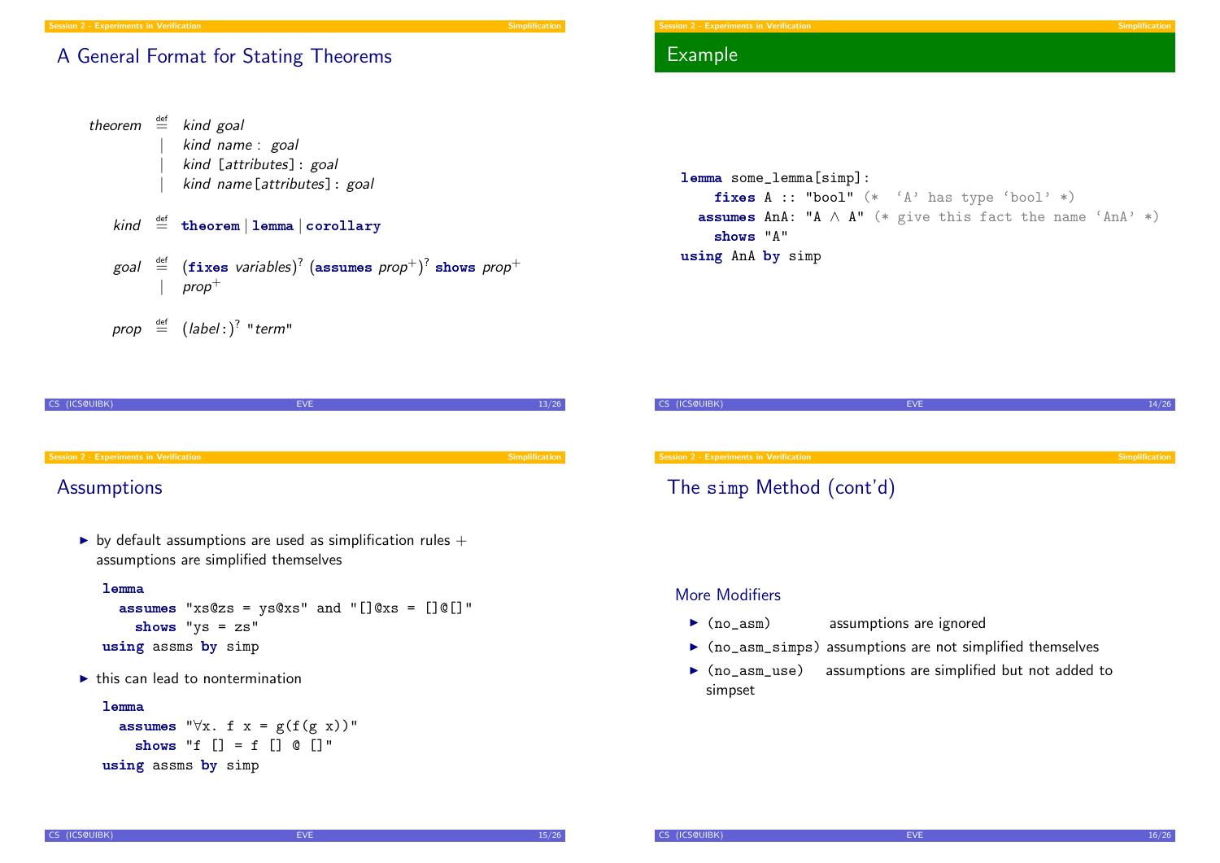## A General Format for Stating Theorems

$$
\begin{aligned}
\textit{theorem} &\stackrel{\text{def}}{=} \textit{kind goal} \\
&\quad\mid\ \textit{kind name}:\ \textit{goal} \\
&\quad\mid\ \textit{kind [attributes]}:\ \textit{goal} \\
&\quad\mid\ \textit{kind name[attributes]}:\ \textit{goal}
\end{aligned}
$$

$$
\textit{kind} \stackrel{\text{def}}{=} \textbf{theorem} \mid \textbf{lemma} \mid \textbf{corollary}
$$

$$
\begin{aligned}
\textit{goal} &\stackrel{\text{def}}{=} (\textbf{fixes}\ \textit{variables})^{?}\ (\textbf{assumes}\ \textit{prop}^{+})^{?}\ \textbf{shows}\ \textit{prop}^{+} \\
&\quad\mid\ \textit{prop}^{+}
\end{aligned}
$$

$$
\textit{prop} \stackrel{\text{def}}{=} (\textit{label}:)^{?}\ \texttt{"}\textit{term}\texttt{"}
$$

## Example

```
lemma some_lemma[simp]:
    fixes A :: "bool" (*  'A' has type 'bool' *)
  assumes AnA: "A ∧ A" (* give this fact the name 'AnA' *)
    shows "A"
using AnA by simp
```

## Assumptions

- by default assumptions are used as simplification rules + assumptions are simplified themselves

```
lemma
  assumes "xs@zs = ys@xs" and "[]@xs = []@[]"
    shows "ys = zs"
using assms by simp
```

- this can lead to nontermination

```
lemma
  assumes "∀x. f x = g(f(g x))"
    shows "f [] = f [] @ []"
using assms by simp
```

## The simp Method (cont'd)

### More Modifiers

- `(no_asm)` assumptions are ignored
- `(no_asm_simps)` assumptions are not simplified themselves
- `(no_asm_use)` assumptions are simplified but not added to simpset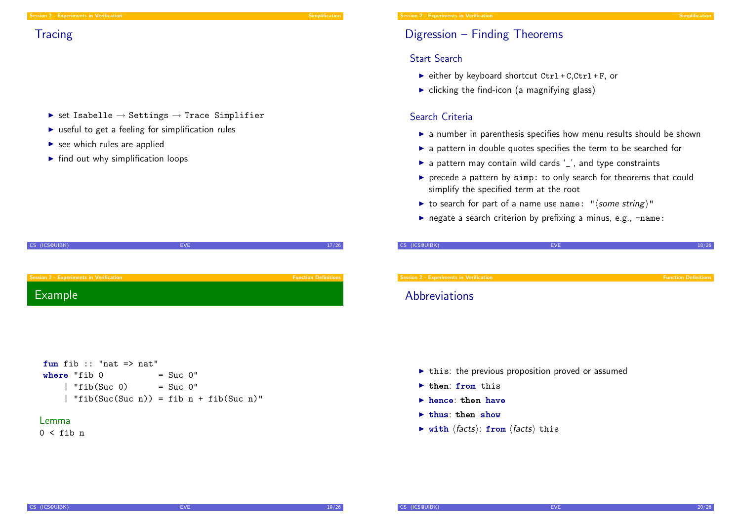## Tracing

- set Isabelle → Settings → Trace Simplifier
- useful to get a feeling for simplification rules
- see which rules are applied
- find out why simplification loops

## Digression – Finding Theorems

### Start Search

- either by keyboard shortcut Ctrl+C,Ctrl+F, or
- clicking the find-icon (a magnifying glass)

### Search Criteria

- a number in parenthesis specifies how menu results should be shown
- a pattern in double quotes specifies the term to be searched for
- a pattern may contain wild cards '_', and type constraints
- precede a pattern by `simp:` to only search for theorems that could simplify the specified term at the root
- to search for part of a name use `name: "⟨some string⟩"`
- negate a search criterion by prefixing a minus, e.g., `-name:`

## Example

```
fun fib :: "nat => nat"
where "fib 0           = Suc 0"
    | "fib(Suc 0)      = Suc 0"
    | "fib(Suc(Suc n)) = fib n + fib(Suc n)"
```

**Lemma**

`0 < fib n`

## Abbreviations

- `this`: the previous proposition proved or assumed
- **then**: **from** `this`
- **hence**: **then have**
- **thus**: **then show**
- **with** ⟨facts⟩: **from** ⟨facts⟩ `this`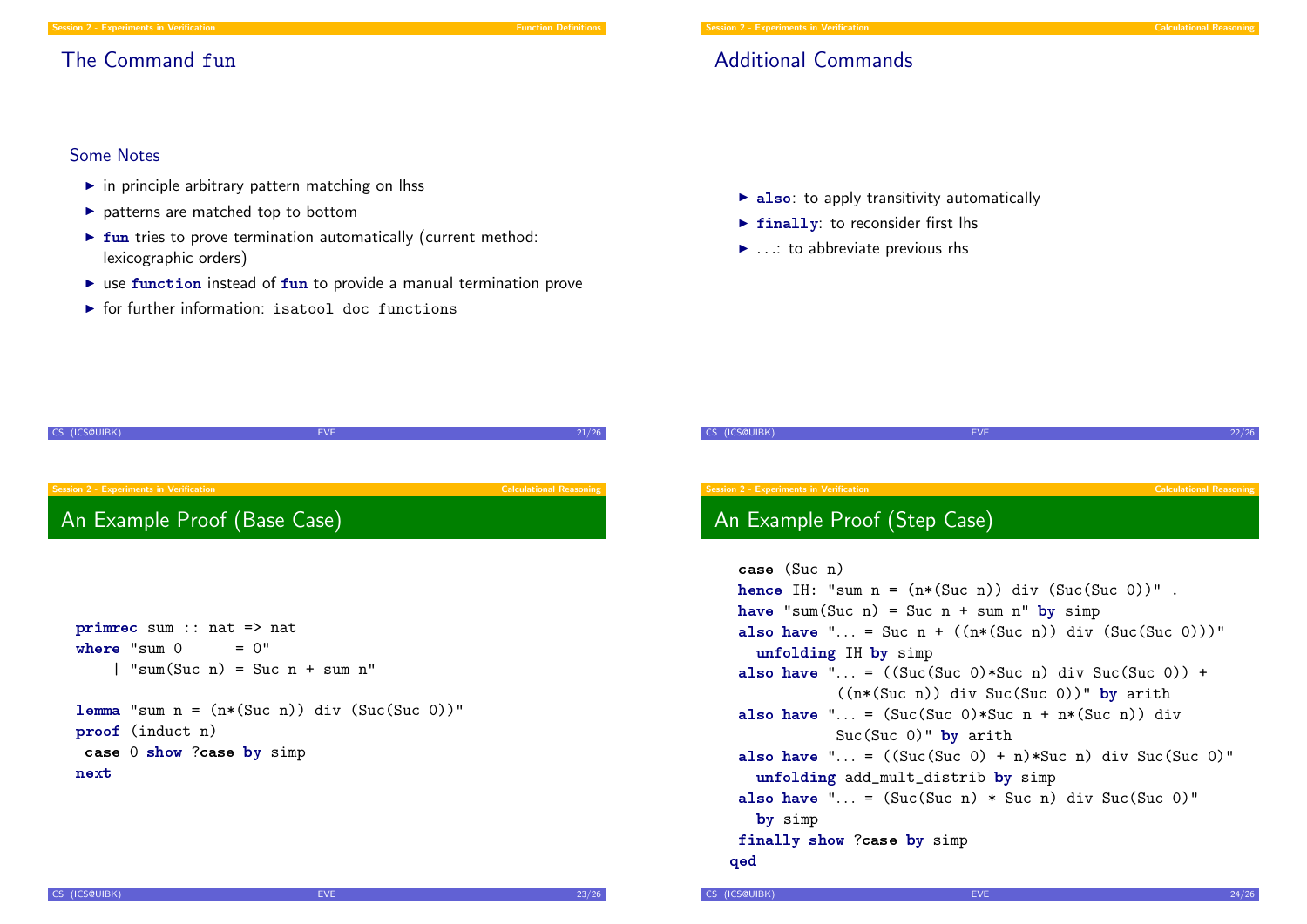## The Command fun

### Some Notes

- in principle arbitrary pattern matching on lhss
- patterns are matched top to bottom
- **fun** tries to prove termination automatically (current method: lexicographic orders)
- use **function** instead of **fun** to provide a manual termination prove
- for further information: `isatool doc functions`

## Additional Commands

- **also**: to apply transitivity automatically
- **finally**: to reconsider first lhs
- ...: to abbreviate previous rhs

## An Example Proof (Base Case)

```
primrec sum :: nat => nat
where "sum 0      = 0"
    | "sum(Suc n) = Suc n + sum n"

lemma "sum n = (n*(Suc n)) div (Suc(Suc 0))"
proof (induct n)
 case 0 show ?case by simp
next
```

## An Example Proof (Step Case)

```
  case (Suc n)
  hence IH: "sum n = (n*(Suc n)) div (Suc(Suc 0))" .
  have "sum(Suc n) = Suc n + sum n" by simp
  also have "... = Suc n + ((n*(Suc n)) div (Suc(Suc 0)))"
    unfolding IH by simp
  also have "... = ((Suc(Suc 0)*Suc n) div Suc(Suc 0)) +
             ((n*(Suc n)) div Suc(Suc 0))" by arith
  also have "... = (Suc(Suc 0)*Suc n + n*(Suc n)) div
             Suc(Suc 0)" by arith
  also have "... = ((Suc(Suc 0) + n)*Suc n) div Suc(Suc 0)"
    unfolding add_mult_distrib by simp
  also have "... = (Suc(Suc n) * Suc n) div Suc(Suc 0)"
    by simp
  finally show ?case by simp
qed
```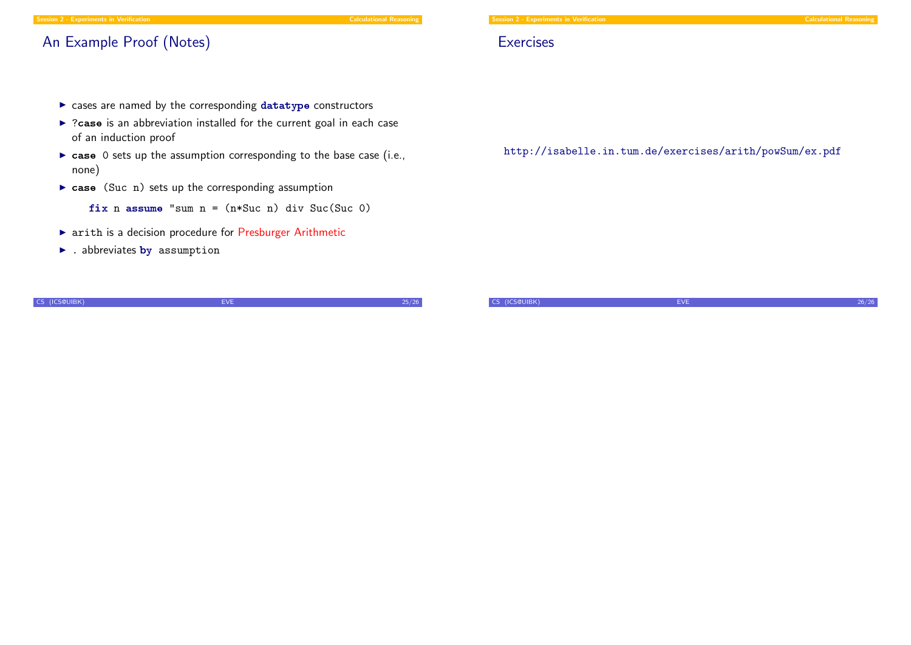## An Example Proof (Notes)

- cases are named by the corresponding **datatype** constructors
- ?**case** is an abbreviation installed for the current goal in each case of an induction proof
- **case** 0 sets up the assumption corresponding to the base case (i.e., none)
- **case** (Suc n) sets up the corresponding assumption

```
fix n assume "sum n = (n*Suc n) div Suc(Suc 0)
```

- arith is a decision procedure for Presburger Arithmetic
- . abbreviates **by** assumption

## Exercises

http://isabelle.in.tum.de/exercises/arith/powSum/ex.pdf